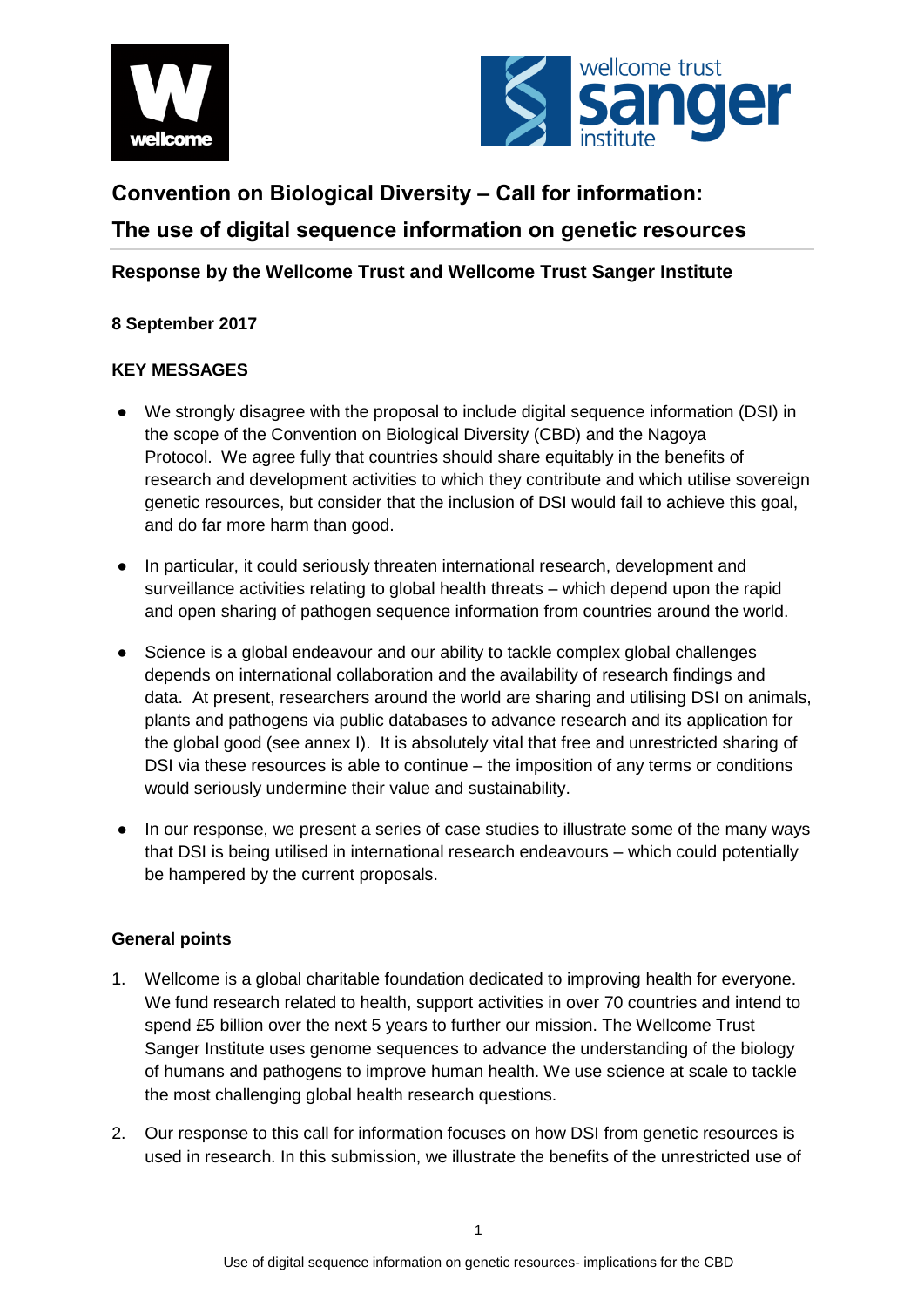# Convention on Biological Diversity – Call for information:

# The use of digital sequence information on genetic resources

## Response by the Wellcome Trust and Wellcome Trust Sanger Institute

**8 September 2017**

**KEY MESSAGES**

- We strongly disagree with the proposal to include digital sequence information (DSI) in the scope of the Convention on Biological Diversity (CBD) and the Nagoya Protocol. We agree fully that countries should share equitably in the benefits of research and development activities to which they contribute and which utilise sovereign genetic resources, but consider that the inclusion of DSI would fail to achieve this goal, and do far more harm than good.

- In particular, it could seriously threaten international research, development and surveillance activities relating to global health threats – which depend upon the rapid and open sharing of pathogen sequence information from countries around the world.

- Science is a global endeavour and our ability to tackle complex global challenges depends on international collaboration and the availability of research findings and data. At present, researchers around the world are sharing and utilising DSI on animals, plants and pathogens via public databases to advance research and its application for the global good (see annex I). It is absolutely vital that free and unrestricted sharing of DSI via these resources is able to continue – the imposition of any terms or conditions would seriously undermine their value and sustainability.

- In our response, we present a series of case studies to illustrate some of the many ways that DSI is being utilised in international research endeavours – which could potentially be hampered by the current proposals.

**General points**

1. Wellcome is a global charitable foundation dedicated to improving health for everyone. We fund research related to health, support activities in over 70 countries and intend to spend £5 billion over the next 5 years to further our mission. The Wellcome Trust Sanger Institute uses genome sequences to advance the understanding of the biology of humans and pathogens to improve human health. We use science at scale to tackle the most challenging global health research questions.

2. Our response to this call for information focuses on how DSI from genetic resources is used in research. In this submission, we illustrate the benefits of the unrestricted use of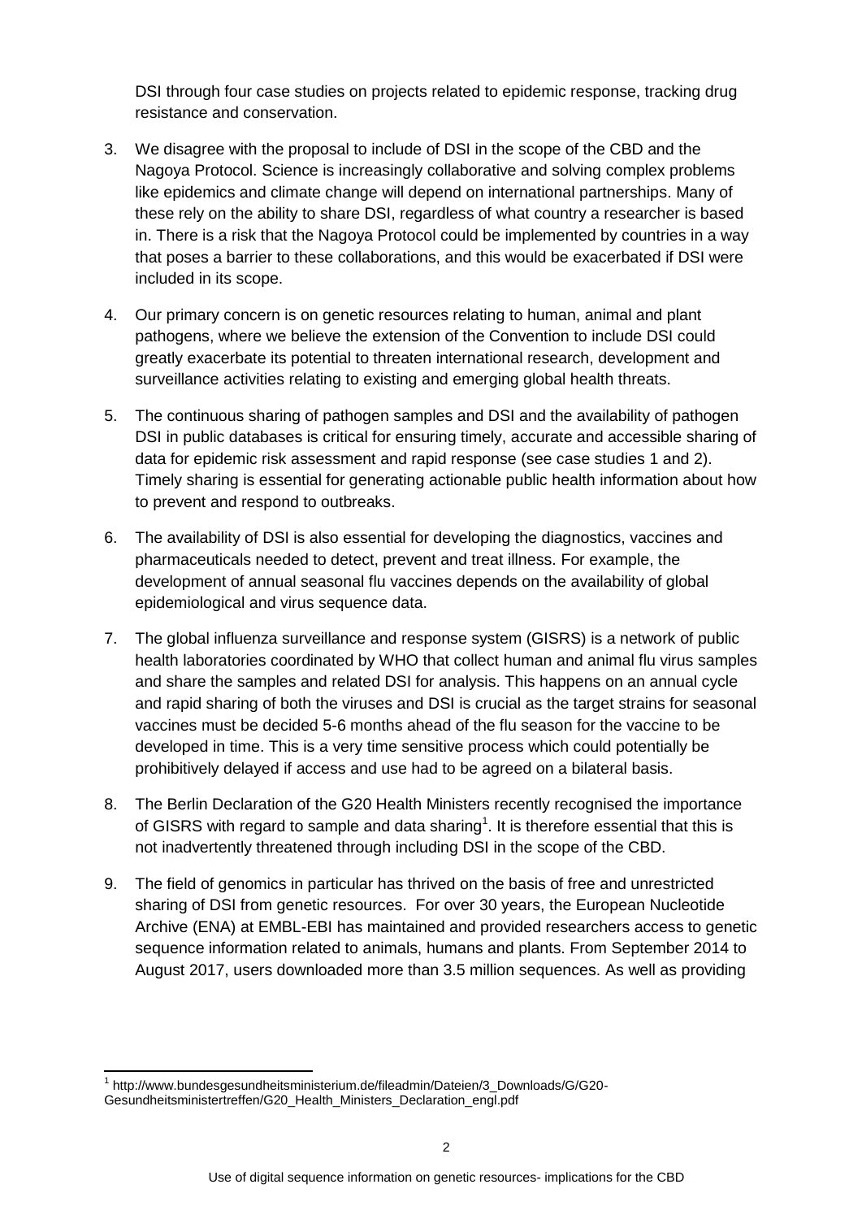DSI through four case studies on projects related to epidemic response, tracking drug resistance and conservation.

3. We disagree with the proposal to include of DSI in the scope of the CBD and the Nagoya Protocol. Science is increasingly collaborative and solving complex problems like epidemics and climate change will depend on international partnerships. Many of these rely on the ability to share DSI, regardless of what country a researcher is based in. There is a risk that the Nagoya Protocol could be implemented by countries in a way that poses a barrier to these collaborations, and this would be exacerbated if DSI were included in its scope.

4. Our primary concern is on genetic resources relating to human, animal and plant pathogens, where we believe the extension of the Convention to include DSI could greatly exacerbate its potential to threaten international research, development and surveillance activities relating to existing and emerging global health threats.

5. The continuous sharing of pathogen samples and DSI and the availability of pathogen DSI in public databases is critical for ensuring timely, accurate and accessible sharing of data for epidemic risk assessment and rapid response (see case studies 1 and 2). Timely sharing is essential for generating actionable public health information about how to prevent and respond to outbreaks.

6. The availability of DSI is also essential for developing the diagnostics, vaccines and pharmaceuticals needed to detect, prevent and treat illness. For example, the development of annual seasonal flu vaccines depends on the availability of global epidemiological and virus sequence data.

7. The global influenza surveillance and response system (GISRS) is a network of public health laboratories coordinated by WHO that collect human and animal flu virus samples and share the samples and related DSI for analysis. This happens on an annual cycle and rapid sharing of both the viruses and DSI is crucial as the target strains for seasonal vaccines must be decided 5-6 months ahead of the flu season for the vaccine to be developed in time. This is a very time sensitive process which could potentially be prohibitively delayed if access and use had to be agreed on a bilateral basis.

8. The Berlin Declaration of the G20 Health Ministers recently recognised the importance of GISRS with regard to sample and data sharing[1]. It is therefore essential that this is not inadvertently threatened through including DSI in the scope of the CBD.

9. The field of genomics in particular has thrived on the basis of free and unrestricted sharing of DSI from genetic resources. For over 30 years, the European Nucleotide Archive (ENA) at EMBL-EBI has maintained and provided researchers access to genetic sequence information related to animals, humans and plants. From September 2014 to August 2017, users downloaded more than 3.5 million sequences. As well as providing

---

[1] http://www.bundesgesundheitsministerium.de/fileadmin/Dateien/3_Downloads/G/G20-Gesundheitsministertreffen/G20_Health_Ministers_Declaration_engl.pdf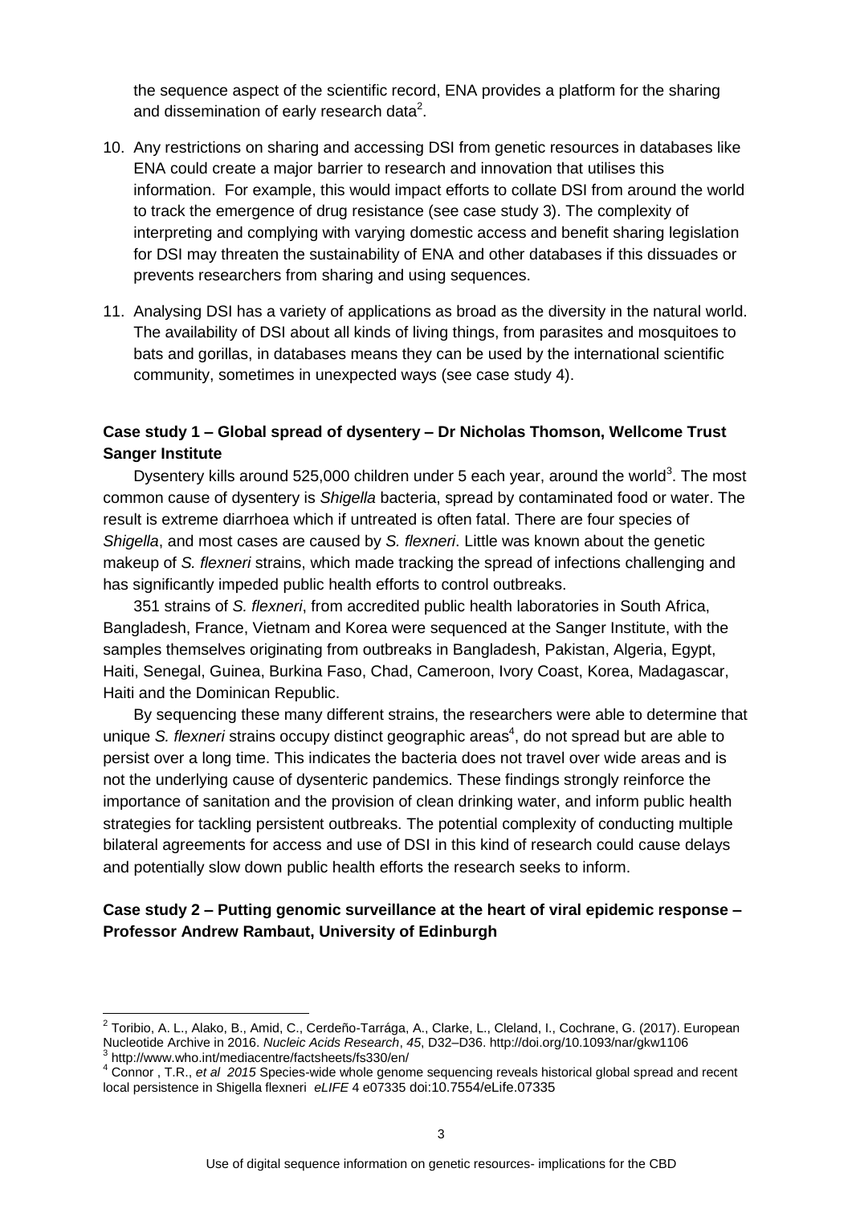the sequence aspect of the scientific record, ENA provides a platform for the sharing and dissemination of early research data[2].

10. Any restrictions on sharing and accessing DSI from genetic resources in databases like ENA could create a major barrier to research and innovation that utilises this information. For example, this would impact efforts to collate DSI from around the world to track the emergence of drug resistance (see case study 3). The complexity of interpreting and complying with varying domestic access and benefit sharing legislation for DSI may threaten the sustainability of ENA and other databases if this dissuades or prevents researchers from sharing and using sequences.

11. Analysing DSI has a variety of applications as broad as the diversity in the natural world. The availability of DSI about all kinds of living things, from parasites and mosquitoes to bats and gorillas, in databases means they can be used by the international scientific community, sometimes in unexpected ways (see case study 4).

**Case study 1 – Global spread of dysentery – Dr Nicholas Thomson, Wellcome Trust Sanger Institute**

Dysentery kills around 525,000 children under 5 each year, around the world[3]. The most common cause of dysentery is *Shigella* bacteria, spread by contaminated food or water. The result is extreme diarrhoea which if untreated is often fatal. There are four species of *Shigella*, and most cases are caused by *S. flexneri*. Little was known about the genetic makeup of *S. flexneri* strains, which made tracking the spread of infections challenging and has significantly impeded public health efforts to control outbreaks.

351 strains of *S. flexneri*, from accredited public health laboratories in South Africa, Bangladesh, France, Vietnam and Korea were sequenced at the Sanger Institute, with the samples themselves originating from outbreaks in Bangladesh, Pakistan, Algeria, Egypt, Haiti, Senegal, Guinea, Burkina Faso, Chad, Cameroon, Ivory Coast, Korea, Madagascar, Haiti and the Dominican Republic.

By sequencing these many different strains, the researchers were able to determine that unique *S. flexneri* strains occupy distinct geographic areas[4], do not spread but are able to persist over a long time. This indicates the bacteria does not travel over wide areas and is not the underlying cause of dysenteric pandemics. These findings strongly reinforce the importance of sanitation and the provision of clean drinking water, and inform public health strategies for tackling persistent outbreaks. The potential complexity of conducting multiple bilateral agreements for access and use of DSI in this kind of research could cause delays and potentially slow down public health efforts the research seeks to inform.

**Case study 2 – Putting genomic surveillance at the heart of viral epidemic response – Professor Andrew Rambaut, University of Edinburgh**

---

[2] Toribio, A. L., Alako, B., Amid, C., Cerdeño-Tarrága, A., Clarke, L., Cleland, I., Cochrane, G. (2017). European Nucleotide Archive in 2016. *Nucleic Acids Research*, *45*, D32–D36. http://doi.org/10.1093/nar/gkw1106

[3] http://www.who.int/mediacentre/factsheets/fs330/en/

[4] Connor , T.R., *et al 2015* Species-wide whole genome sequencing reveals historical global spread and recent local persistence in Shigella flexneri *eLIFE* 4 e07335 doi:10.7554/eLife.07335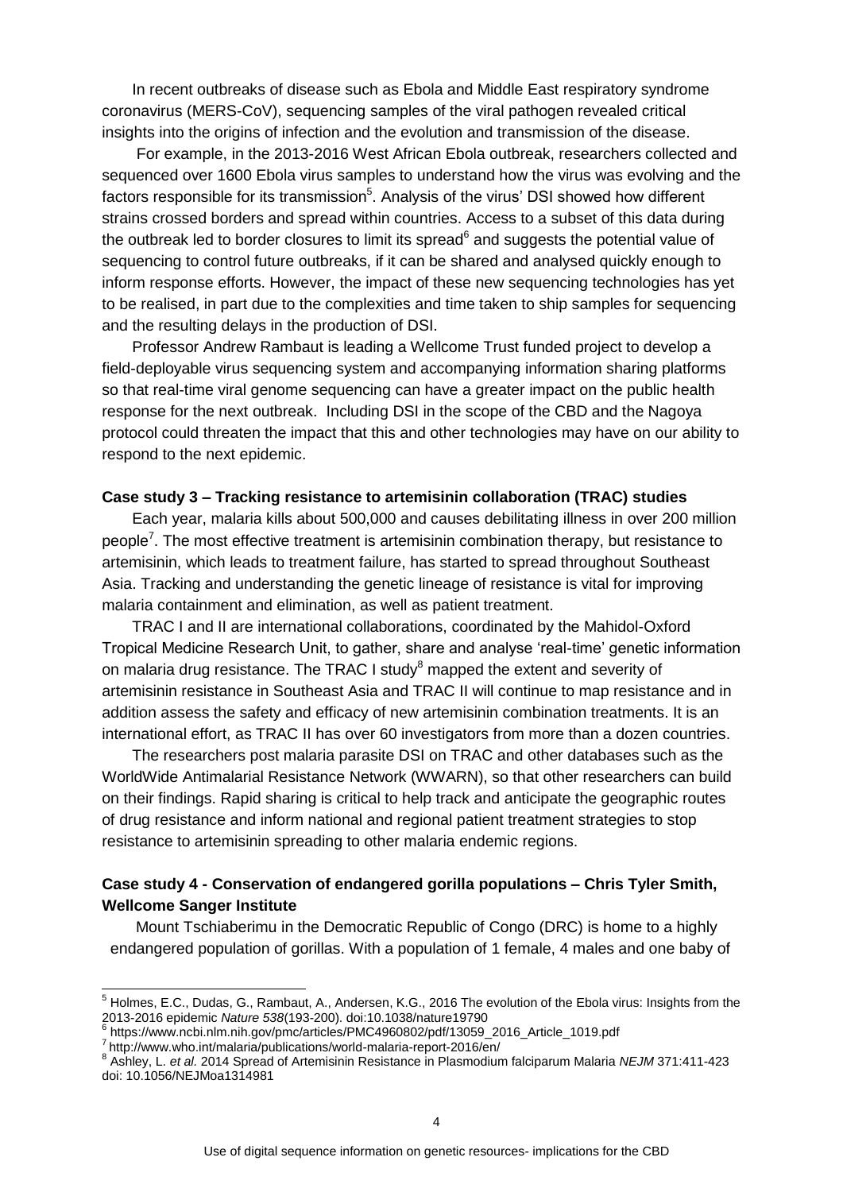In recent outbreaks of disease such as Ebola and Middle East respiratory syndrome coronavirus (MERS-CoV), sequencing samples of the viral pathogen revealed critical insights into the origins of infection and the evolution and transmission of the disease.

For example, in the 2013-2016 West African Ebola outbreak, researchers collected and sequenced over 1600 Ebola virus samples to understand how the virus was evolving and the factors responsible for its transmission[5]. Analysis of the virus' DSI showed how different strains crossed borders and spread within countries. Access to a subset of this data during the outbreak led to border closures to limit its spread[6] and suggests the potential value of sequencing to control future outbreaks, if it can be shared and analysed quickly enough to inform response efforts. However, the impact of these new sequencing technologies has yet to be realised, in part due to the complexities and time taken to ship samples for sequencing and the resulting delays in the production of DSI.

Professor Andrew Rambaut is leading a Wellcome Trust funded project to develop a field-deployable virus sequencing system and accompanying information sharing platforms so that real-time viral genome sequencing can have a greater impact on the public health response for the next outbreak. Including DSI in the scope of the CBD and the Nagoya protocol could threaten the impact that this and other technologies may have on our ability to respond to the next epidemic.

**Case study 3 – Tracking resistance to artemisinin collaboration (TRAC) studies**

Each year, malaria kills about 500,000 and causes debilitating illness in over 200 million people[7]. The most effective treatment is artemisinin combination therapy, but resistance to artemisinin, which leads to treatment failure, has started to spread throughout Southeast Asia. Tracking and understanding the genetic lineage of resistance is vital for improving malaria containment and elimination, as well as patient treatment.

TRAC I and II are international collaborations, coordinated by the Mahidol-Oxford Tropical Medicine Research Unit, to gather, share and analyse 'real-time' genetic information on malaria drug resistance. The TRAC I study[8] mapped the extent and severity of artemisinin resistance in Southeast Asia and TRAC II will continue to map resistance and in addition assess the safety and efficacy of new artemisinin combination treatments. It is an international effort, as TRAC II has over 60 investigators from more than a dozen countries.

The researchers post malaria parasite DSI on TRAC and other databases such as the WorldWide Antimalarial Resistance Network (WWARN), so that other researchers can build on their findings. Rapid sharing is critical to help track and anticipate the geographic routes of drug resistance and inform national and regional patient treatment strategies to stop resistance to artemisinin spreading to other malaria endemic regions.

**Case study 4 - Conservation of endangered gorilla populations – Chris Tyler Smith, Wellcome Sanger Institute**

Mount Tschiaberimu in the Democratic Republic of Congo (DRC) is home to a highly endangered population of gorillas. With a population of 1 female, 4 males and one baby of

---

[5] Holmes, E.C., Dudas, G., Rambaut, A., Andersen, K.G., 2016 The evolution of the Ebola virus: Insights from the 2013-2016 epidemic *Nature 538*(193-200). doi:10.1038/nature19790

[6] https://www.ncbi.nlm.nih.gov/pmc/articles/PMC4960802/pdf/13059_2016_Article_1019.pdf

[7] http://www.who.int/malaria/publications/world-malaria-report-2016/en/

[8] Ashley, L. *et al.* 2014 Spread of Artemisinin Resistance in Plasmodium falciparum Malaria *NEJM* 371:411-423 doi: 10.1056/NEJMoa1314981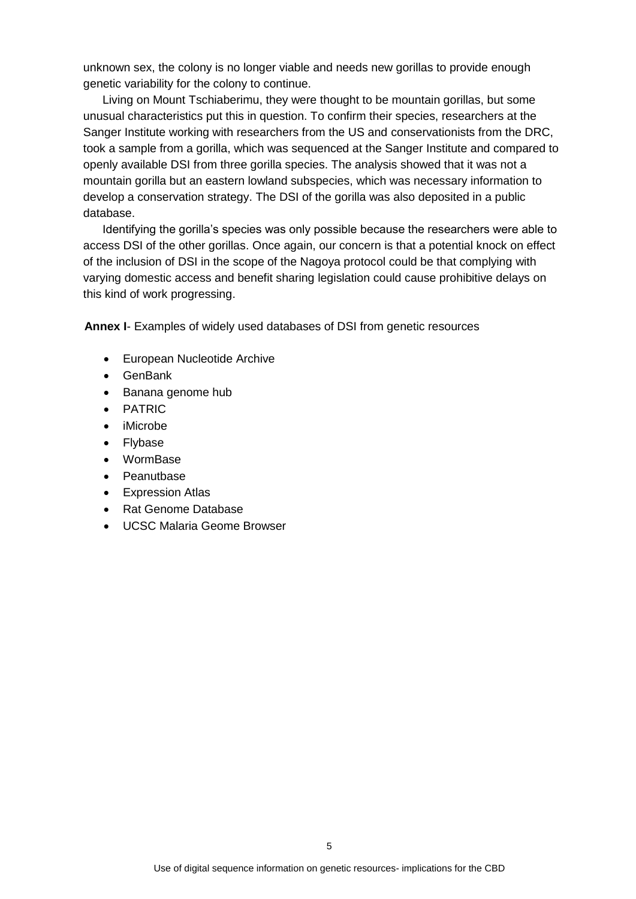unknown sex, the colony is no longer viable and needs new gorillas to provide enough genetic variability for the colony to continue.

Living on Mount Tschiaberimu, they were thought to be mountain gorillas, but some unusual characteristics put this in question. To confirm their species, researchers at the Sanger Institute working with researchers from the US and conservationists from the DRC, took a sample from a gorilla, which was sequenced at the Sanger Institute and compared to openly available DSI from three gorilla species. The analysis showed that it was not a mountain gorilla but an eastern lowland subspecies, which was necessary information to develop a conservation strategy. The DSI of the gorilla was also deposited in a public database.

Identifying the gorilla's species was only possible because the researchers were able to access DSI of the other gorillas. Once again, our concern is that a potential knock on effect of the inclusion of DSI in the scope of the Nagoya protocol could be that complying with varying domestic access and benefit sharing legislation could cause prohibitive delays on this kind of work progressing.

**Annex I**- Examples of widely used databases of DSI from genetic resources

- European Nucleotide Archive
- GenBank
- Banana genome hub
- PATRIC
- iMicrobe
- Flybase
- WormBase
- Peanutbase
- Expression Atlas
- Rat Genome Database
- UCSC Malaria Geome Browser